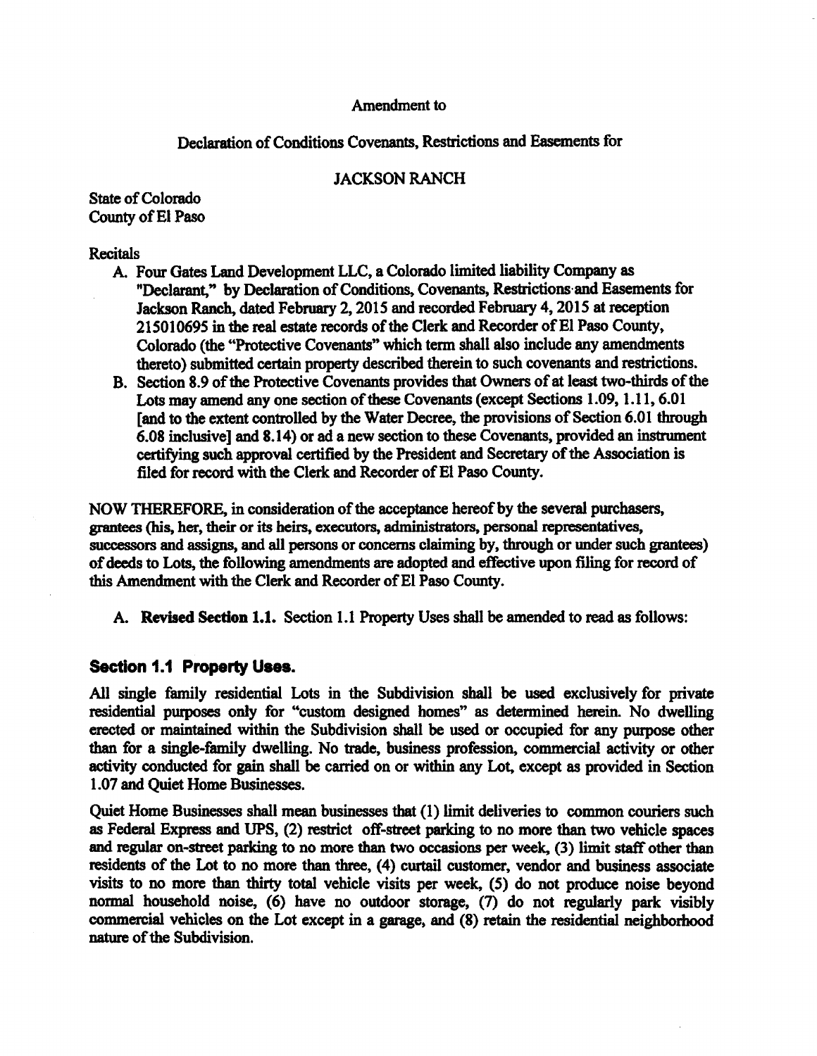Amendment to

Declaration of Conditions Covenants, Restrictions and Easements for

JACKSON RANCH

State of Colorado
County of El Paso

Recitals

A. Four Gates Land Development LLC, a Colorado limited liability Company as "Declarant," by Declaration of Conditions, Covenants, Restrictions and Easements for Jackson Ranch, dated February 2, 2015 and recorded February 4, 2015 at reception 215010695 in the real estate records of the Clerk and Recorder of El Paso County, Colorado (the "Protective Covenants" which term shall also include any amendments thereto) submitted certain property described therein to such covenants and restrictions.
B. Section 8.9 of the Protective Covenants provides that Owners of at least two-thirds of the Lots may amend any one section of these Covenants (except Sections 1.09, 1.11, 6.01 [and to the extent controlled by the Water Decree, the provisions of Section 6.01 through 6.08 inclusive] and 8.14) or ad a new section to these Covenants, provided an instrument certifying such approval certified by the President and Secretary of the Association is filed for record with the Clerk and Recorder of El Paso County.

NOW THEREFORE, in consideration of the acceptance hereof by the several purchasers, grantees (his, her, their or its heirs, executors, administrators, personal representatives, successors and assigns, and all persons or concerns claiming by, through or under such grantees) of deeds to Lots, the following amendments are adopted and effective upon filing for record of this Amendment with the Clerk and Recorder of El Paso County.

A. **Revised Section 1.1.** Section 1.1 Property Uses shall be amended to read as follows:

## Section 1.1 Property Uses.

All single family residential Lots in the Subdivision shall be used exclusively for private residential purposes only for "custom designed homes" as determined herein. No dwelling erected or maintained within the Subdivision shall be used or occupied for any purpose other than for a single-family dwelling. No trade, business profession, commercial activity or other activity conducted for gain shall be carried on or within any Lot, except as provided in Section 1.07 and Quiet Home Businesses.

Quiet Home Businesses shall mean businesses that (1) limit deliveries to common couriers such as Federal Express and UPS, (2) restrict off-street parking to no more than two vehicle spaces and regular on-street parking to no more than two occasions per week, (3) limit staff other than residents of the Lot to no more than three, (4) curtail customer, vendor and business associate visits to no more than thirty total vehicle visits per week, (5) do not produce noise beyond normal household noise, (6) have no outdoor storage, (7) do not regularly park visibly commercial vehicles on the Lot except in a garage, and (8) retain the residential neighborhood nature of the Subdivision.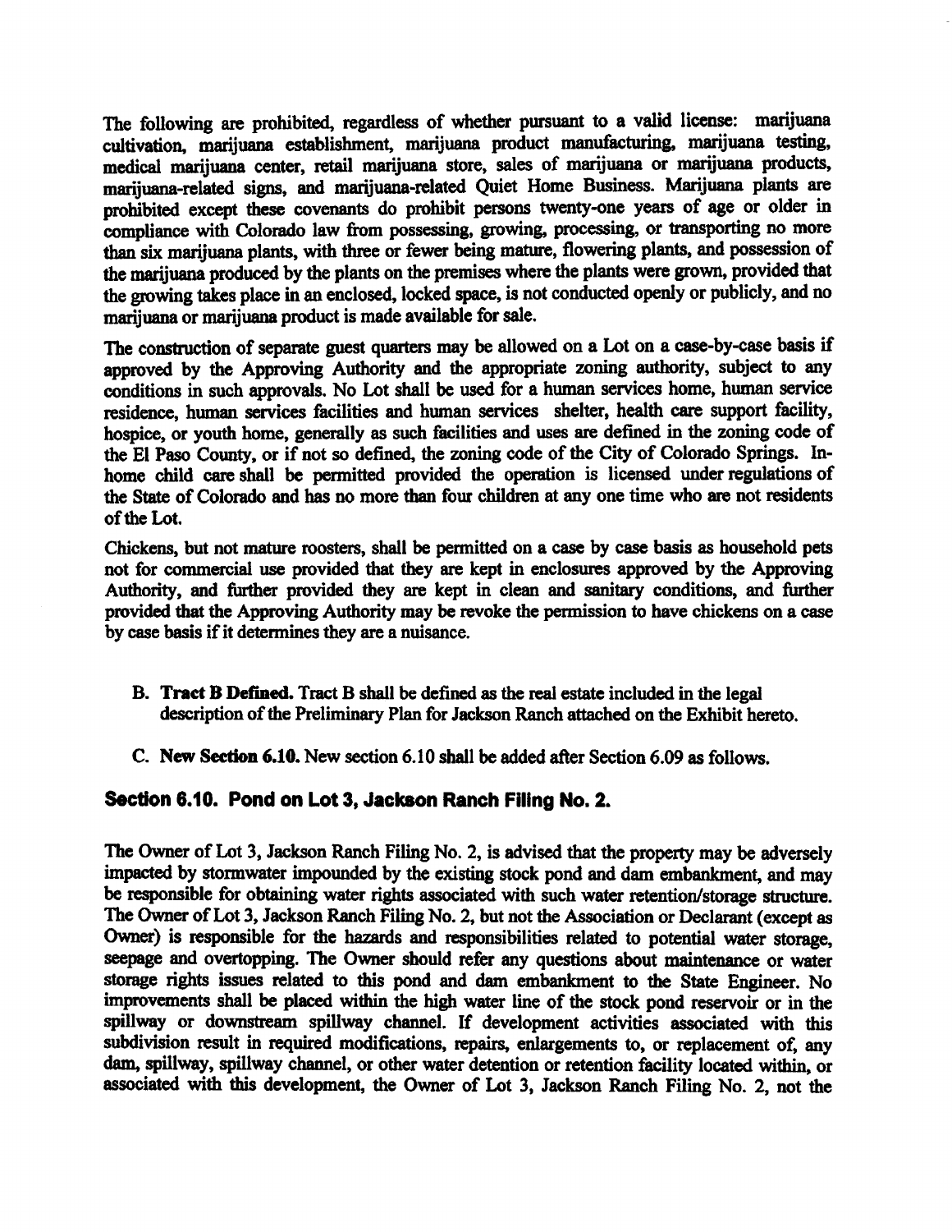The following are prohibited, regardless of whether pursuant to a valid license: marijuana cultivation, marijuana establishment, marijuana product manufacturing, marijuana testing, medical marijuana center, retail marijuana store, sales of marijuana or marijuana products, marijuana-related signs, and marijuana-related Quiet Home Business. Marijuana plants are prohibited except these covenants do prohibit persons twenty-one years of age or older in compliance with Colorado law from possessing, growing, processing, or transporting no more than six marijuana plants, with three or fewer being mature, flowering plants, and possession of the marijuana produced by the plants on the premises where the plants were grown, provided that the growing takes place in an enclosed, locked space, is not conducted openly or publicly, and no marijuana or marijuana product is made available for sale.

The construction of separate guest quarters may be allowed on a Lot on a case-by-case basis if approved by the Approving Authority and the appropriate zoning authority, subject to any conditions in such approvals. No Lot shall be used for a human services home, human service residence, human services facilities and human services shelter, health care support facility, hospice, or youth home, generally as such facilities and uses are defined in the zoning code of the El Paso County, or if not so defined, the zoning code of the City of Colorado Springs. In-home child care shall be permitted provided the operation is licensed under regulations of the State of Colorado and has no more than four children at any one time who are not residents of the Lot.

Chickens, but not mature roosters, shall be permitted on a case by case basis as household pets not for commercial use provided that they are kept in enclosures approved by the Approving Authority, and further provided they are kept in clean and sanitary conditions, and further provided that the Approving Authority may be revoke the permission to have chickens on a case by case basis if it determines they are a nuisance.

B. **Tract B Defined.** Tract B shall be defined as the real estate included in the legal description of the Preliminary Plan for Jackson Ranch attached on the Exhibit hereto.

C. **New Section 6.10.** New section 6.10 shall be added after Section 6.09 as follows.

## Section 6.10. Pond on Lot 3, Jackson Ranch Filing No. 2.

The Owner of Lot 3, Jackson Ranch Filing No. 2, is advised that the property may be adversely impacted by stormwater impounded by the existing stock pond and dam embankment, and may be responsible for obtaining water rights associated with such water retention/storage structure. The Owner of Lot 3, Jackson Ranch Filing No. 2, but not the Association or Declarant (except as Owner) is responsible for the hazards and responsibilities related to potential water storage, seepage and overtopping. The Owner should refer any questions about maintenance or water storage rights issues related to this pond and dam embankment to the State Engineer. No improvements shall be placed within the high water line of the stock pond reservoir or in the spillway or downstream spillway channel. If development activities associated with this subdivision result in required modifications, repairs, enlargements to, or replacement of, any dam, spillway, spillway channel, or other water detention or retention facility located within, or associated with this development, the Owner of Lot 3, Jackson Ranch Filing No. 2, not the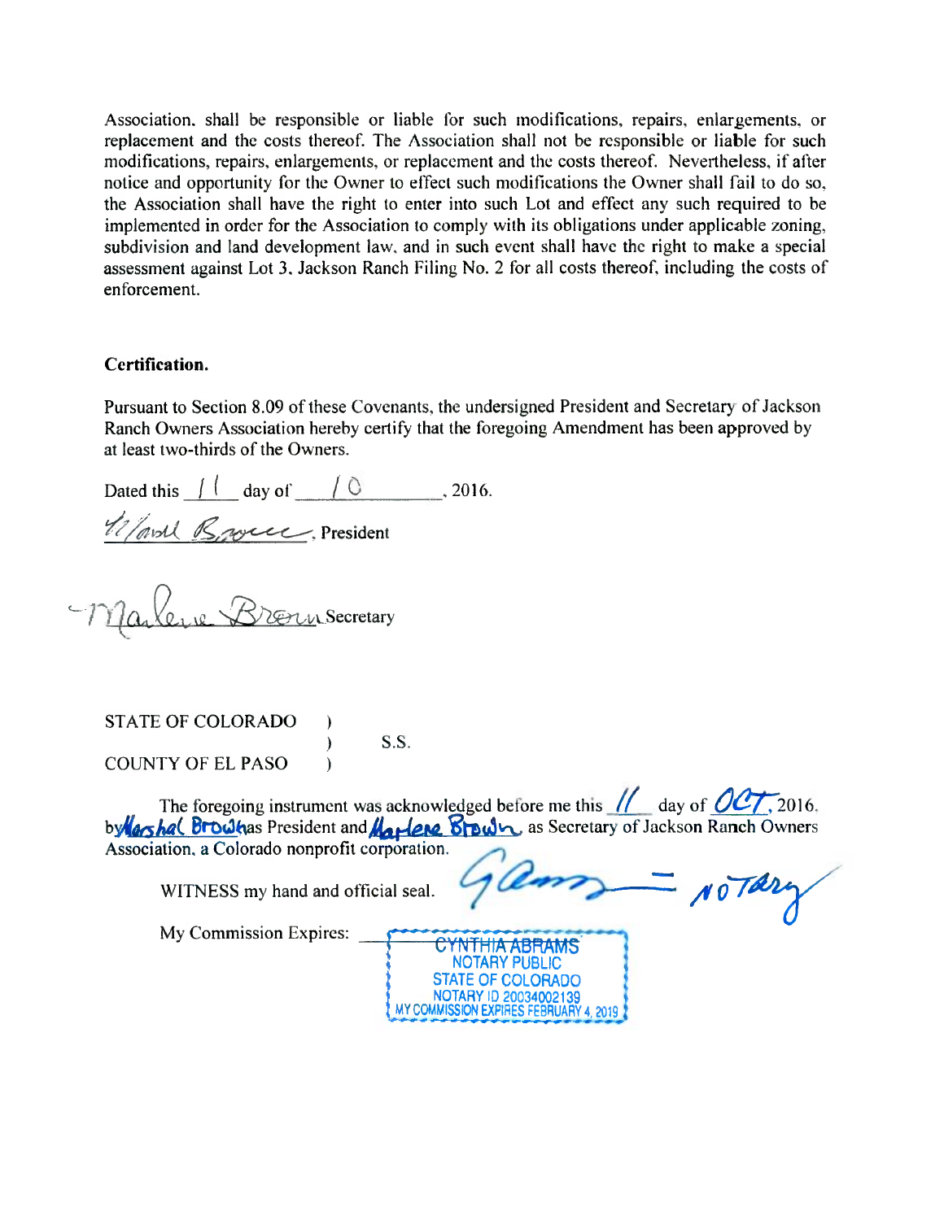Association, shall be responsible or liable for such modifications, repairs, enlargements, or replacement and the costs thereof. The Association shall not be responsible or liable for such modifications, repairs, enlargements, or replacement and the costs thereof. Nevertheless, if after notice and opportunity for the Owner to effect such modifications the Owner shall fail to do so, the Association shall have the right to enter into such Lot and effect any such required to be implemented in order for the Association to comply with its obligations under applicable zoning, subdivision and land development law, and in such event shall have the right to make a special assessment against Lot 3, Jackson Ranch Filing No. 2 for all costs thereof, including the costs of enforcement.

**Certification.**

Pursuant to Section 8.09 of these Covenants, the undersigned President and Secretary of Jackson Ranch Owners Association hereby certify that the foregoing Amendment has been approved by at least two-thirds of the Owners.

Dated this 11 day of 10, 2016.

Marshall Brown, President

Marlene Brown Secretary

STATE OF COLORADO )
) S.S.
COUNTY OF EL PASO )

The foregoing instrument was acknowledged before me this 11 day of OCT, 2016, by Marshal Brown as President and Marlene Brown, as Secretary of Jackson Ranch Owners Association, a Colorado nonprofit corporation.

WITNESS my hand and official seal. Notary

My Commission Expires:

CYNTHIA ABRAMS
NOTARY PUBLIC
STATE OF COLORADO
NOTARY ID 20034002139
MY COMMISSION EXPIRES FEBRUARY 4, 2019